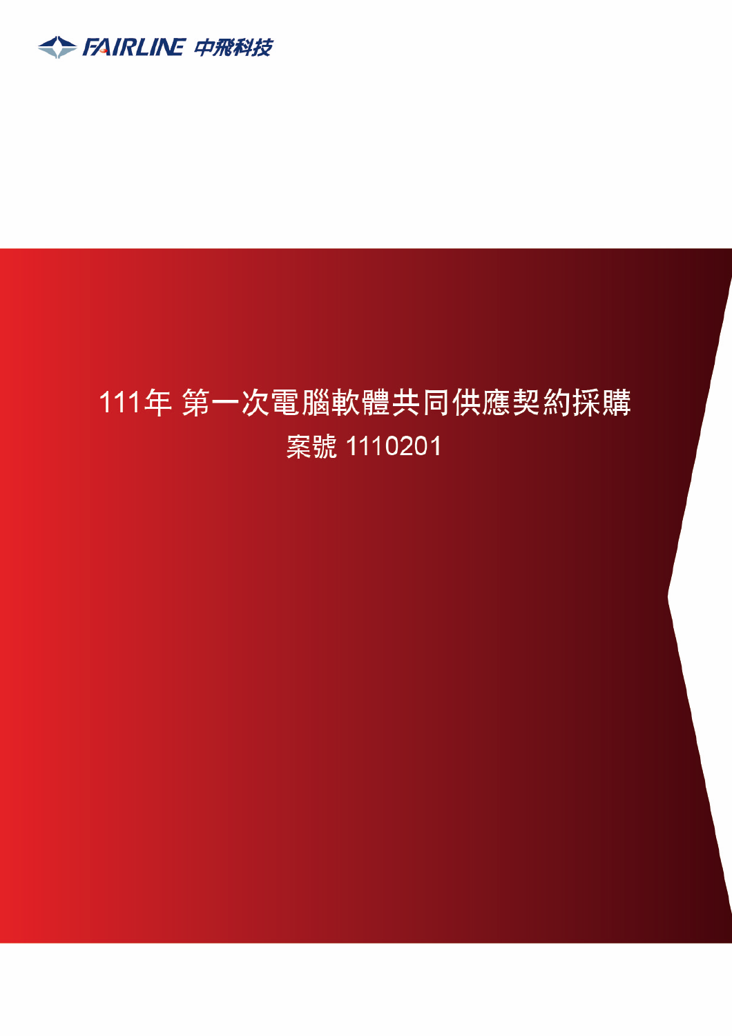FAIRLINE 中飛科技

# 111年 第一次電腦軟體共同供應契約採購

## 案號 1110201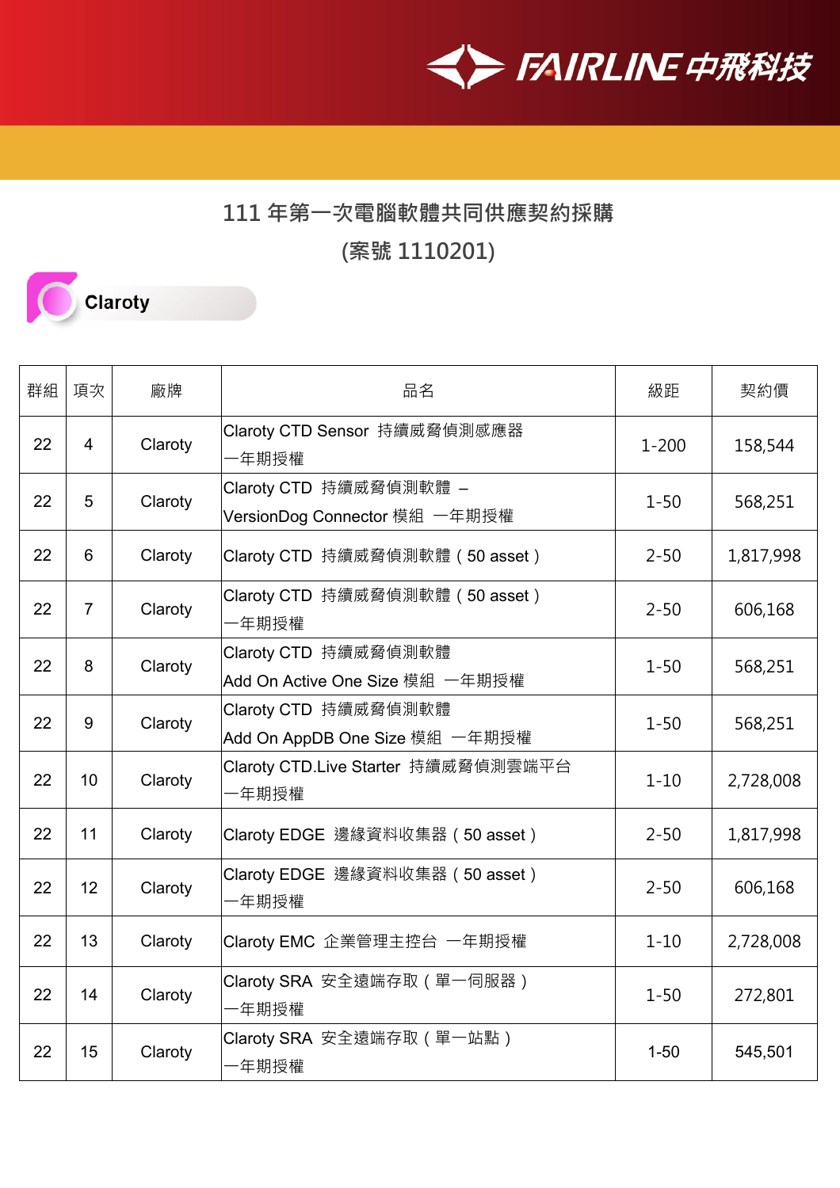# 111 年第一次電腦軟體共同供應契約採購

## (案號 1110201)

**Claroty**

| 群組 | 項次 | 廠牌 | 品名 | 級距 | 契約價 |
|---|---|---|---|---|---|
| 22 | 4 | Claroty | Claroty CTD Sensor 持續威脅偵測感應器 一年期授權 | 1-200 | 158,544 |
| 22 | 5 | Claroty | Claroty CTD 持續威脅偵測軟體 – VersionDog Connector 模組 一年期授權 | 1-50 | 568,251 |
| 22 | 6 | Claroty | Claroty CTD 持續威脅偵測軟體（50 asset） | 2-50 | 1,817,998 |
| 22 | 7 | Claroty | Claroty CTD 持續威脅偵測軟體（50 asset） 一年期授權 | 2-50 | 606,168 |
| 22 | 8 | Claroty | Claroty CTD 持續威脅偵測軟體 Add On Active One Size 模組 一年期授權 | 1-50 | 568,251 |
| 22 | 9 | Claroty | Claroty CTD 持續威脅偵測軟體 Add On AppDB One Size 模組 一年期授權 | 1-50 | 568,251 |
| 22 | 10 | Claroty | Claroty CTD.Live Starter 持續威脅偵測雲端平台 一年期授權 | 1-10 | 2,728,008 |
| 22 | 11 | Claroty | Claroty EDGE 邊緣資料收集器（50 asset） | 2-50 | 1,817,998 |
| 22 | 12 | Claroty | Claroty EDGE 邊緣資料收集器（50 asset） 一年期授權 | 2-50 | 606,168 |
| 22 | 13 | Claroty | Claroty EMC 企業管理主控台 一年期授權 | 1-10 | 2,728,008 |
| 22 | 14 | Claroty | Claroty SRA 安全遠端存取（單一伺服器） 一年期授權 | 1-50 | 272,801 |
| 22 | 15 | Claroty | Claroty SRA 安全遠端存取（單一站點） 一年期授權 | 1-50 | 545,501 |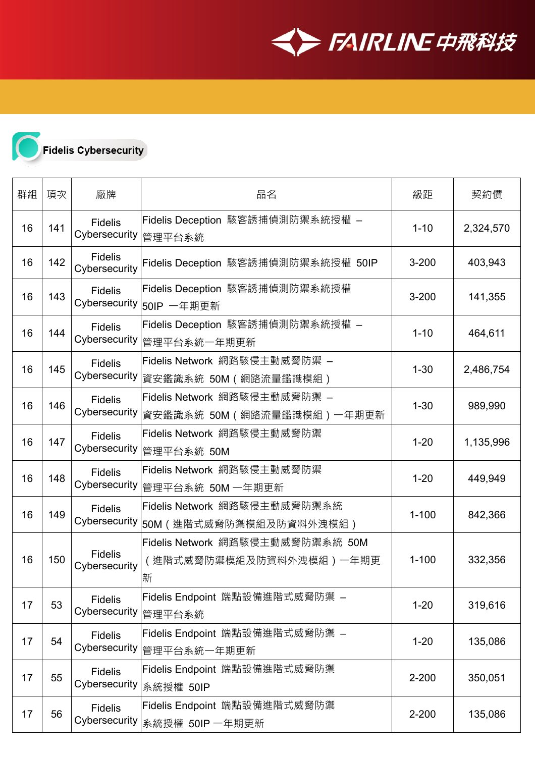## Fidelis Cybersecurity

| 群組 | 項次 | 廠牌 | 品名 | 級距 | 契約價 |
|---|---|---|---|---|---|
| 16 | 141 | Fidelis Cybersecurity | Fidelis Deception 駭客誘捕偵測防禦系統授權 – 管理平台系統 | 1-10 | 2,324,570 |
| 16 | 142 | Fidelis Cybersecurity | Fidelis Deception 駭客誘捕偵測防禦系統授權 50IP | 3-200 | 403,943 |
| 16 | 143 | Fidelis Cybersecurity | Fidelis Deception 駭客誘捕偵測防禦系統授權 50IP 一年期更新 | 3-200 | 141,355 |
| 16 | 144 | Fidelis Cybersecurity | Fidelis Deception 駭客誘捕偵測防禦系統授權 – 管理平台系統一年期更新 | 1-10 | 464,611 |
| 16 | 145 | Fidelis Cybersecurity | Fidelis Network 網路駭侵主動威脅防禦 – 資安鑑識系統 50M（網路流量鑑識模組） | 1-30 | 2,486,754 |
| 16 | 146 | Fidelis Cybersecurity | Fidelis Network 網路駭侵主動威脅防禦 – 資安鑑識系統 50M（網路流量鑑識模組）一年期更新 | 1-30 | 989,990 |
| 16 | 147 | Fidelis Cybersecurity | Fidelis Network 網路駭侵主動威脅防禦 管理平台系統 50M | 1-20 | 1,135,996 |
| 16 | 148 | Fidelis Cybersecurity | Fidelis Network 網路駭侵主動威脅防禦 管理平台系統 50M 一年期更新 | 1-20 | 449,949 |
| 16 | 149 | Fidelis Cybersecurity | Fidelis Network 網路駭侵主動威脅防禦系統 50M（進階式威脅防禦模組及防資料外洩模組） | 1-100 | 842,366 |
| 16 | 150 | Fidelis Cybersecurity | Fidelis Network 網路駭侵主動威脅防禦系統 50M（進階式威脅防禦模組及防資料外洩模組）一年期更新 | 1-100 | 332,356 |
| 17 | 53 | Fidelis Cybersecurity | Fidelis Endpoint 端點設備進階式威脅防禦 – 管理平台系統 | 1-20 | 319,616 |
| 17 | 54 | Fidelis Cybersecurity | Fidelis Endpoint 端點設備進階式威脅防禦 – 管理平台系統一年期更新 | 1-20 | 135,086 |
| 17 | 55 | Fidelis Cybersecurity | Fidelis Endpoint 端點設備進階式威脅防禦 系統授權 50IP | 2-200 | 350,051 |
| 17 | 56 | Fidelis Cybersecurity | Fidelis Endpoint 端點設備進階式威脅防禦 系統授權 50IP 一年期更新 | 2-200 | 135,086 |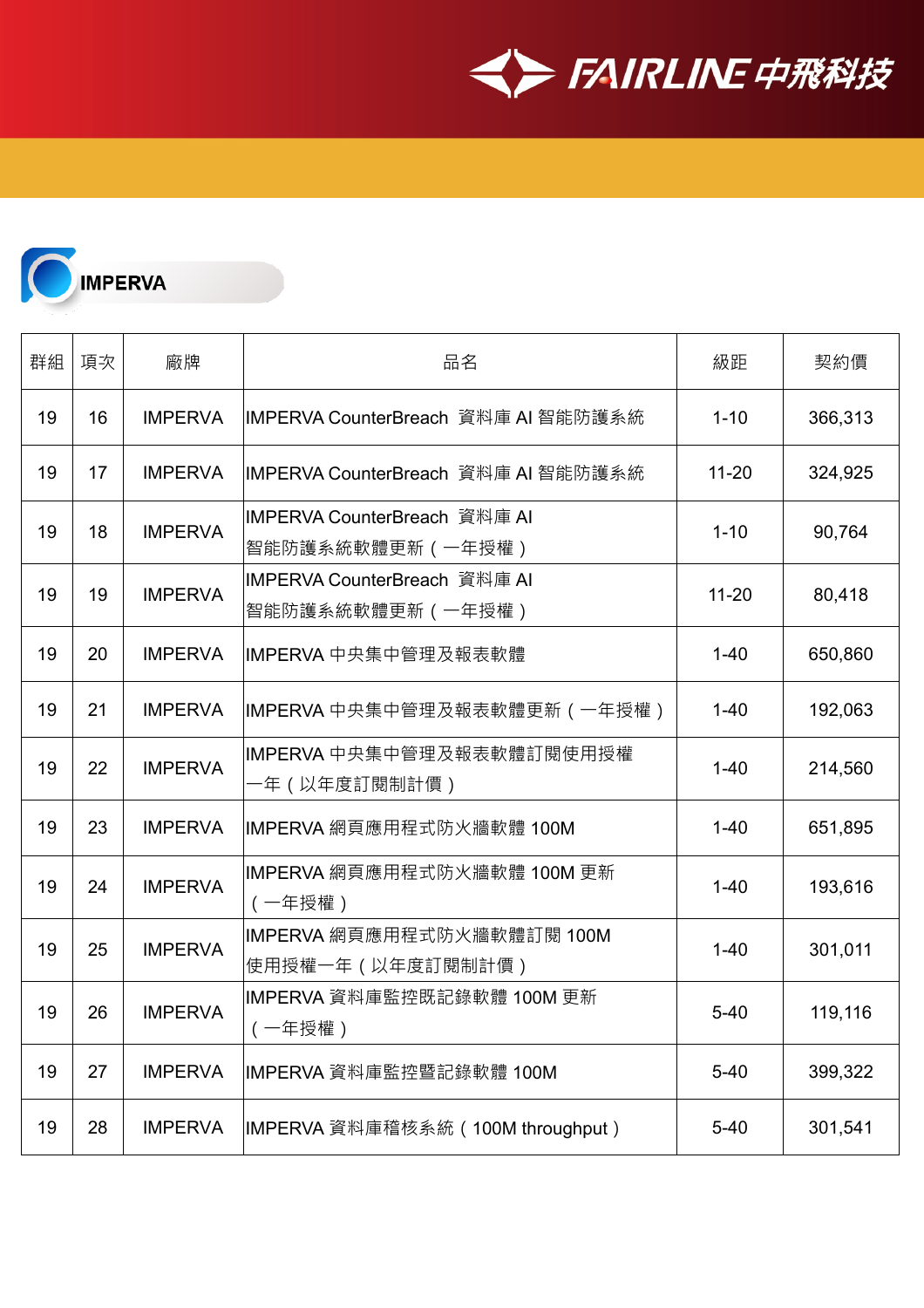## IMPERVA

| 群組 | 項次 | 廠牌 | 品名 | 級距 | 契約價 |
|---|---|---|---|---|---|
| 19 | 16 | IMPERVA | IMPERVA CounterBreach 資料庫 AI 智能防護系統 | 1-10 | 366,313 |
| 19 | 17 | IMPERVA | IMPERVA CounterBreach 資料庫 AI 智能防護系統 | 11-20 | 324,925 |
| 19 | 18 | IMPERVA | IMPERVA CounterBreach 資料庫 AI 智能防護系統軟體更新（一年授權） | 1-10 | 90,764 |
| 19 | 19 | IMPERVA | IMPERVA CounterBreach 資料庫 AI 智能防護系統軟體更新（一年授權） | 11-20 | 80,418 |
| 19 | 20 | IMPERVA | IMPERVA 中央集中管理及報表軟體 | 1-40 | 650,860 |
| 19 | 21 | IMPERVA | IMPERVA 中央集中管理及報表軟體更新（一年授權） | 1-40 | 192,063 |
| 19 | 22 | IMPERVA | IMPERVA 中央集中管理及報表軟體訂閱使用授權一年（以年度訂閱制計價） | 1-40 | 214,560 |
| 19 | 23 | IMPERVA | IMPERVA 網頁應用程式防火牆軟體 100M | 1-40 | 651,895 |
| 19 | 24 | IMPERVA | IMPERVA 網頁應用程式防火牆軟體 100M 更新（一年授權） | 1-40 | 193,616 |
| 19 | 25 | IMPERVA | IMPERVA 網頁應用程式防火牆軟體訂閱 100M 使用授權一年（以年度訂閱制計價） | 1-40 | 301,011 |
| 19 | 26 | IMPERVA | IMPERVA 資料庫監控既記錄軟體 100M 更新（一年授權） | 5-40 | 119,116 |
| 19 | 27 | IMPERVA | IMPERVA 資料庫監控暨記錄軟體 100M | 5-40 | 399,322 |
| 19 | 28 | IMPERVA | IMPERVA 資料庫稽核系統（100M throughput） | 5-40 | 301,541 |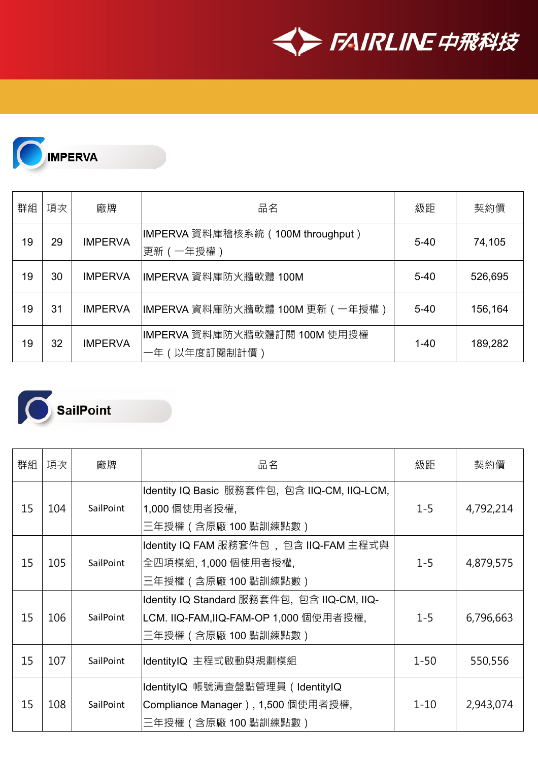## IMPERVA

| 群組 | 項次 | 廠牌 | 品名 | 級距 | 契約價 |
|---|---|---|---|---|---|
| 19 | 29 | IMPERVA | IMPERVA 資料庫稽核系統（100M throughput）更新（一年授權） | 5-40 | 74,105 |
| 19 | 30 | IMPERVA | IMPERVA 資料庫防火牆軟體 100M | 5-40 | 526,695 |
| 19 | 31 | IMPERVA | IMPERVA 資料庫防火牆軟體 100M 更新（一年授權） | 5-40 | 156,164 |
| 19 | 32 | IMPERVA | IMPERVA 資料庫防火牆軟體訂閱 100M 使用授權一年（以年度訂閱制計價） | 1-40 | 189,282 |

## SailPoint

| 群組 | 項次 | 廠牌 | 品名 | 級距 | 契約價 |
|---|---|---|---|---|---|
| 15 | 104 | SailPoint | Identity IQ Basic 服務套件包, 包含 IIQ-CM, IIQ-LCM, 1,000 個使用者授權, 三年授權（含原廠 100 點訓練點數） | 1-5 | 4,792,214 |
| 15 | 105 | SailPoint | Identity IQ FAM 服務套件包 , 包含 IIQ-FAM 主程式與全四項模組, 1,000 個使用者授權, 三年授權（含原廠 100 點訓練點數） | 1-5 | 4,879,575 |
| 15 | 106 | SailPoint | Identity IQ Standard 服務套件包, 包含 IIQ-CM, IIQ-LCM. IIQ-FAM,IIQ-FAM-OP 1,000 個使用者授權, 三年授權（含原廠 100 點訓練點數） | 1-5 | 6,796,663 |
| 15 | 107 | SailPoint | IdentityIQ 主程式啟動與規劃模組 | 1-50 | 550,556 |
| 15 | 108 | SailPoint | IdentityIQ 帳號清查盤點管理員（IdentityIQ Compliance Manager）, 1,500 個使用者授權, 三年授權（含原廠 100 點訓練點數） | 1-10 | 2,943,074 |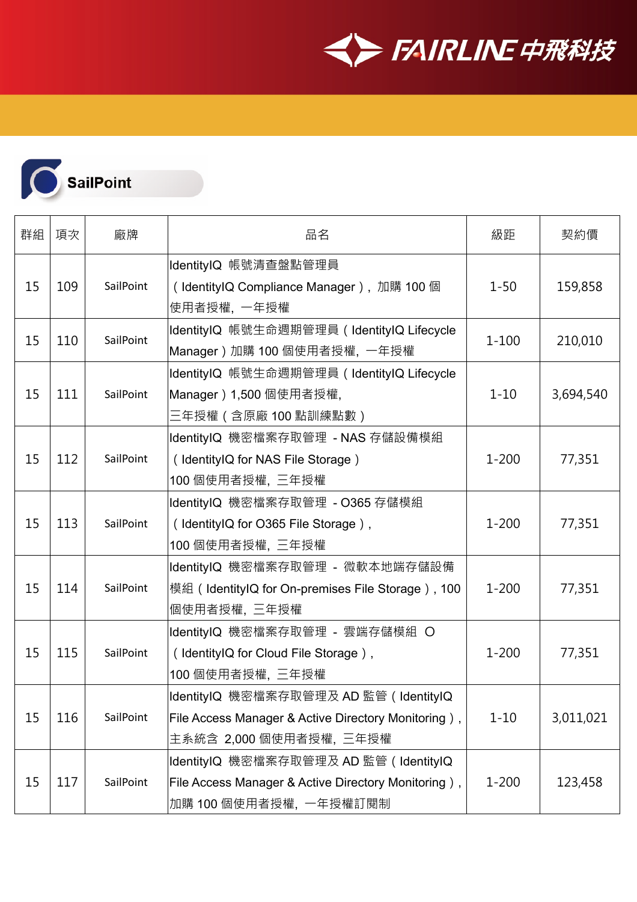SailPoint

| 群組 | 項次 | 廠牌 | 品名 | 級距 | 契約價 |
|---|---|---|---|---|---|
| 15 | 109 | SailPoint | IdentityIQ 帳號清查盤點管理員（IdentityIQ Compliance Manager），加購 100 個使用者授權，一年授權 | 1-50 | 159,858 |
| 15 | 110 | SailPoint | IdentityIQ 帳號生命週期管理員（IdentityIQ Lifecycle Manager）加購 100 個使用者授權，一年授權 | 1-100 | 210,010 |
| 15 | 111 | SailPoint | IdentityIQ 帳號生命週期管理員（IdentityIQ Lifecycle Manager）1,500 個使用者授權，三年授權（含原廠 100 點訓練點數） | 1-10 | 3,694,540 |
| 15 | 112 | SailPoint | IdentityIQ 機密檔案存取管理 - NAS 存儲設備模組（IdentityIQ for NAS File Storage）100 個使用者授權，三年授權 | 1-200 | 77,351 |
| 15 | 113 | SailPoint | IdentityIQ 機密檔案存取管理 - O365 存儲模組（IdentityIQ for O365 File Storage），100 個使用者授權，三年授權 | 1-200 | 77,351 |
| 15 | 114 | SailPoint | IdentityIQ 機密檔案存取管理 - 微軟本地端存儲設備模組（IdentityIQ for On-premises File Storage），100 個使用者授權，三年授權 | 1-200 | 77,351 |
| 15 | 115 | SailPoint | IdentityIQ 機密檔案存取管理 - 雲端存儲模組 O（IdentityIQ for Cloud File Storage），100 個使用者授權，三年授權 | 1-200 | 77,351 |
| 15 | 116 | SailPoint | IdentityIQ 機密檔案存取管理及 AD 監管（IdentityIQ File Access Manager & Active Directory Monitoring），主系統含 2,000 個使用者授權，三年授權 | 1-10 | 3,011,021 |
| 15 | 117 | SailPoint | IdentityIQ 機密檔案存取管理及 AD 監管（IdentityIQ File Access Manager & Active Directory Monitoring），加購 100 個使用者授權，一年授權訂閱制 | 1-200 | 123,458 |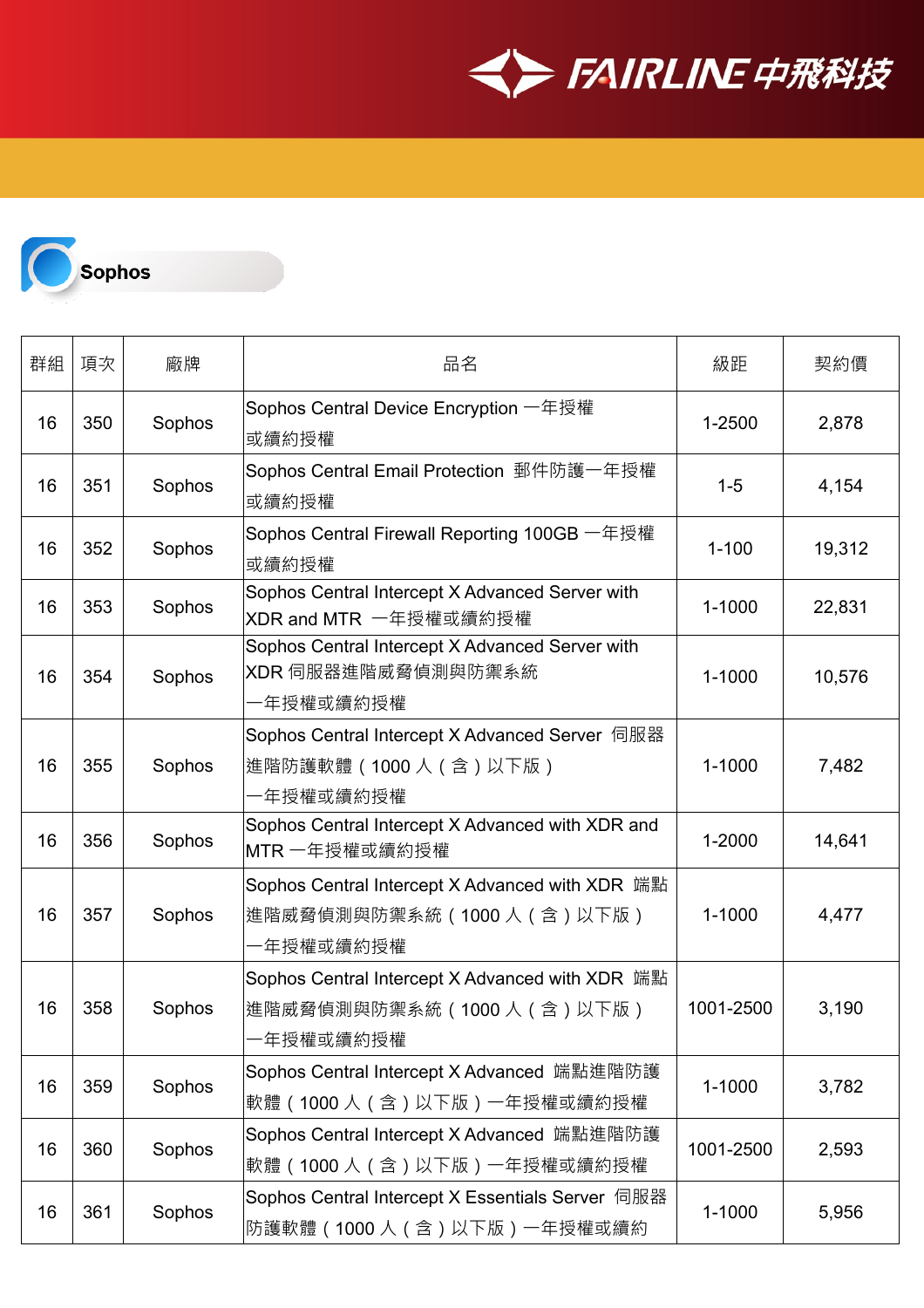## Sophos

| 群組 | 項次 | 廠牌 | 品名 | 級距 | 契約價 |
|---|---|---|---|---|---|
| 16 | 350 | Sophos | Sophos Central Device Encryption 一年授權或續約授權 | 1-2500 | 2,878 |
| 16 | 351 | Sophos | Sophos Central Email Protection 郵件防護一年授權或續約授權 | 1-5 | 4,154 |
| 16 | 352 | Sophos | Sophos Central Firewall Reporting 100GB 一年授權或續約授權 | 1-100 | 19,312 |
| 16 | 353 | Sophos | Sophos Central Intercept X Advanced Server with XDR and MTR 一年授權或續約授權 | 1-1000 | 22,831 |
| 16 | 354 | Sophos | Sophos Central Intercept X Advanced Server with XDR 伺服器進階威脅偵測與防禦系統一年授權或續約授權 | 1-1000 | 10,576 |
| 16 | 355 | Sophos | Sophos Central Intercept X Advanced Server 伺服器進階防護軟體（1000 人（含）以下版）一年授權或續約授權 | 1-1000 | 7,482 |
| 16 | 356 | Sophos | Sophos Central Intercept X Advanced with XDR and MTR 一年授權或續約授權 | 1-2000 | 14,641 |
| 16 | 357 | Sophos | Sophos Central Intercept X Advanced with XDR 端點進階威脅偵測與防禦系統（1000 人（含）以下版）一年授權或續約授權 | 1-1000 | 4,477 |
| 16 | 358 | Sophos | Sophos Central Intercept X Advanced with XDR 端點進階威脅偵測與防禦系統（1000 人（含）以下版）一年授權或續約授權 | 1001-2500 | 3,190 |
| 16 | 359 | Sophos | Sophos Central Intercept X Advanced 端點進階防護軟體（1000 人（含）以下版）一年授權或續約授權 | 1-1000 | 3,782 |
| 16 | 360 | Sophos | Sophos Central Intercept X Advanced 端點進階防護軟體（1000 人（含）以下版）一年授權或續約授權 | 1001-2500 | 2,593 |
| 16 | 361 | Sophos | Sophos Central Intercept X Essentials Server 伺服器防護軟體（1000 人（含）以下版）一年授權或續約 | 1-1000 | 5,956 |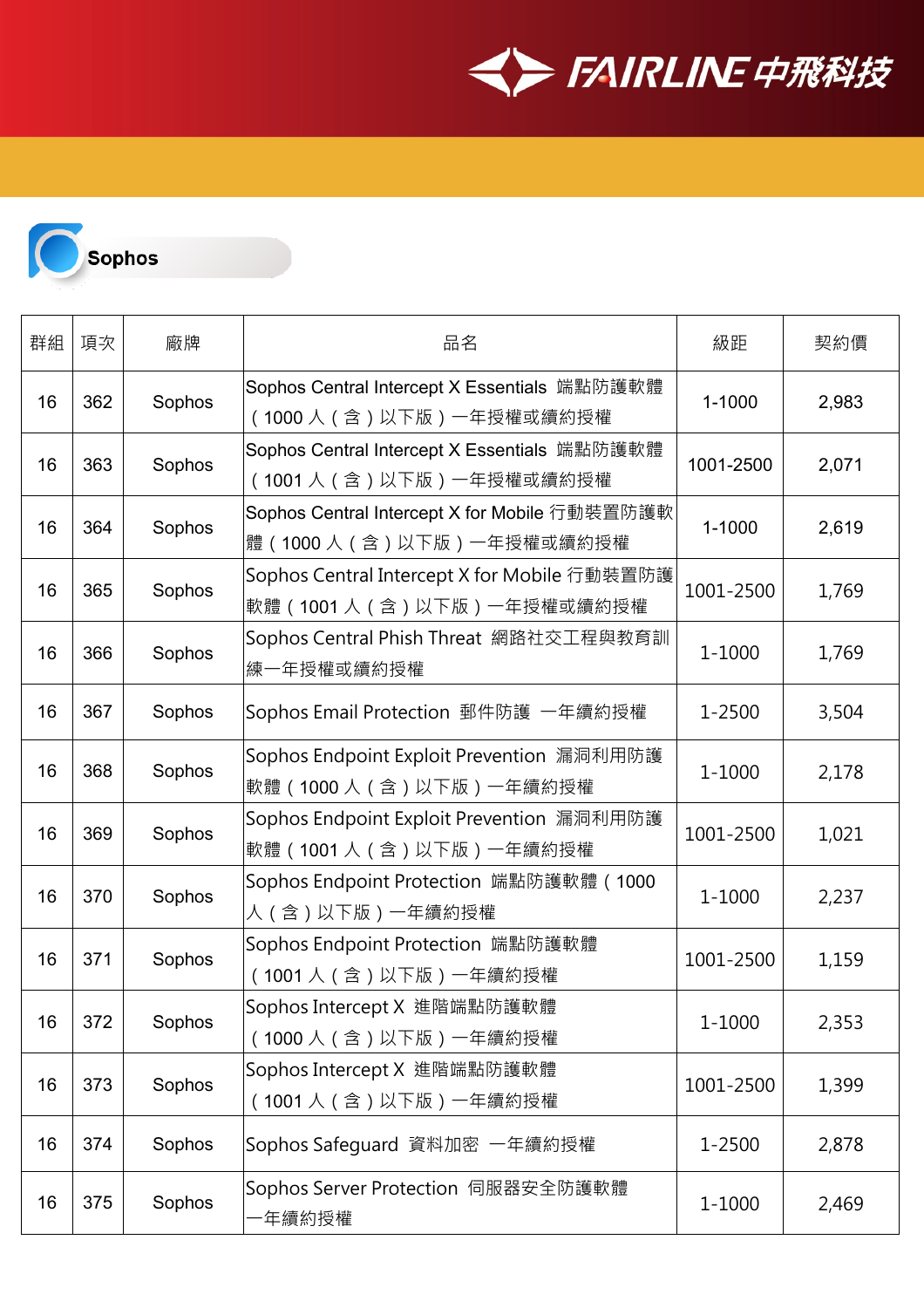## Sophos

| 群組 | 項次 | 廠牌 | 品名 | 級距 | 契約價 |
|---|---|---|---|---|---|
| 16 | 362 | Sophos | Sophos Central Intercept X Essentials 端點防護軟體（1000 人（含）以下版）一年授權或續約授權 | 1-1000 | 2,983 |
| 16 | 363 | Sophos | Sophos Central Intercept X Essentials 端點防護軟體（1001 人（含）以下版）一年授權或續約授權 | 1001-2500 | 2,071 |
| 16 | 364 | Sophos | Sophos Central Intercept X for Mobile 行動裝置防護軟體（1000 人（含）以下版）一年授權或續約授權 | 1-1000 | 2,619 |
| 16 | 365 | Sophos | Sophos Central Intercept X for Mobile 行動裝置防護軟體（1001 人（含）以下版）一年授權或續約授權 | 1001-2500 | 1,769 |
| 16 | 366 | Sophos | Sophos Central Phish Threat 網路社交工程與教育訓練一年授權或續約授權 | 1-1000 | 1,769 |
| 16 | 367 | Sophos | Sophos Email Protection 郵件防護 一年續約授權 | 1-2500 | 3,504 |
| 16 | 368 | Sophos | Sophos Endpoint Exploit Prevention 漏洞利用防護軟體（1000 人（含）以下版）一年續約授權 | 1-1000 | 2,178 |
| 16 | 369 | Sophos | Sophos Endpoint Exploit Prevention 漏洞利用防護軟體（1001 人（含）以下版）一年續約授權 | 1001-2500 | 1,021 |
| 16 | 370 | Sophos | Sophos Endpoint Protection 端點防護軟體（1000 人（含）以下版）一年續約授權 | 1-1000 | 2,237 |
| 16 | 371 | Sophos | Sophos Endpoint Protection 端點防護軟體（1001 人（含）以下版）一年續約授權 | 1001-2500 | 1,159 |
| 16 | 372 | Sophos | Sophos Intercept X 進階端點防護軟體（1000 人（含）以下版）一年續約授權 | 1-1000 | 2,353 |
| 16 | 373 | Sophos | Sophos Intercept X 進階端點防護軟體（1001 人（含）以下版）一年續約授權 | 1001-2500 | 1,399 |
| 16 | 374 | Sophos | Sophos Safeguard 資料加密 一年續約授權 | 1-2500 | 2,878 |
| 16 | 375 | Sophos | Sophos Server Protection 伺服器安全防護軟體一年續約授權 | 1-1000 | 2,469 |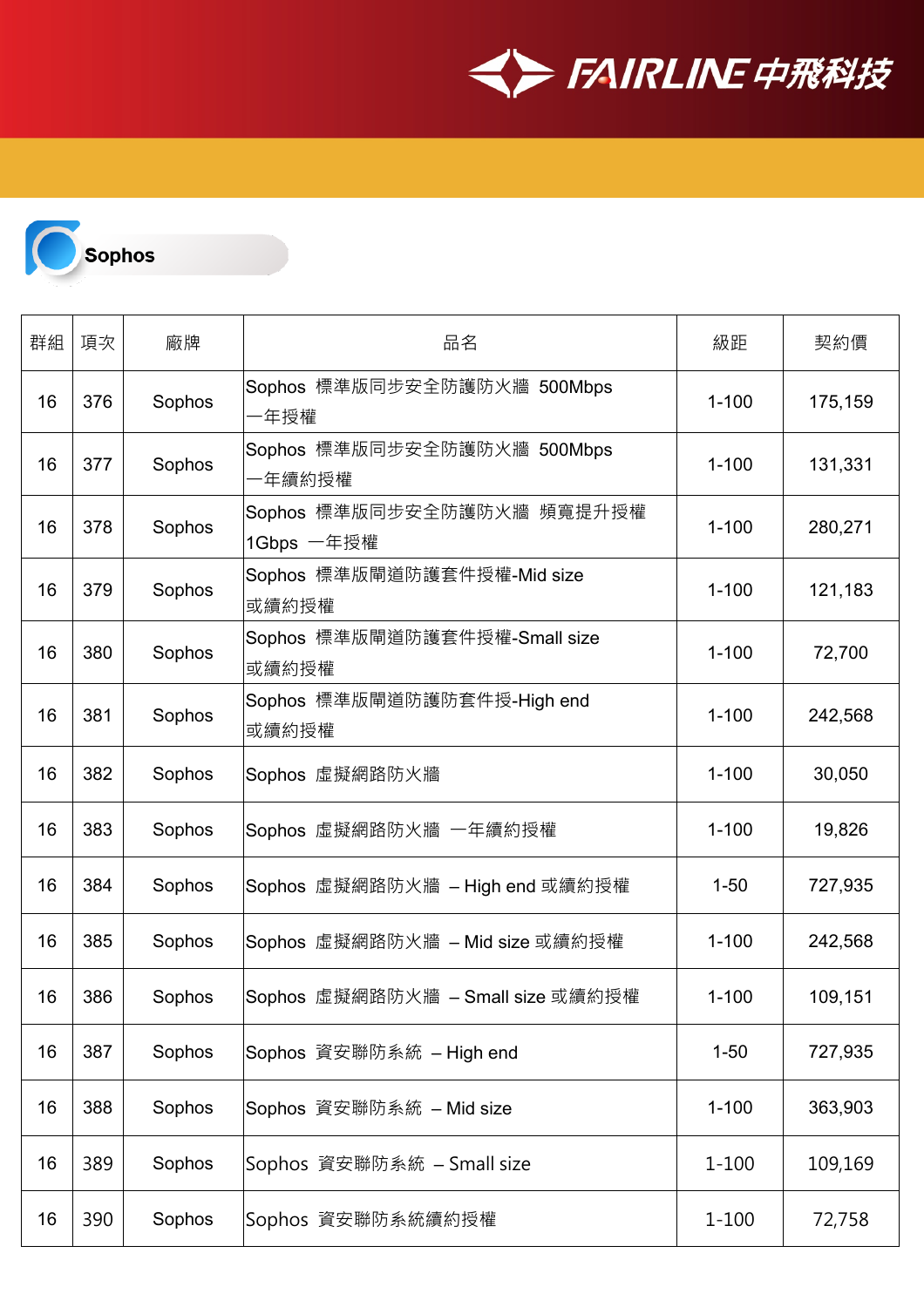## Sophos

| 群組 | 項次 | 廠牌 | 品名 | 級距 | 契約價 |
|---|---|---|---|---|---|
| 16 | 376 | Sophos | Sophos 標準版同步安全防護防火牆 500Mbps 一年授權 | 1-100 | 175,159 |
| 16 | 377 | Sophos | Sophos 標準版同步安全防護防火牆 500Mbps 一年續約授權 | 1-100 | 131,331 |
| 16 | 378 | Sophos | Sophos 標準版同步安全防護防火牆 頻寬提升授權 1Gbps 一年授權 | 1-100 | 280,271 |
| 16 | 379 | Sophos | Sophos 標準版閘道防護套件授權-Mid size 或續約授權 | 1-100 | 121,183 |
| 16 | 380 | Sophos | Sophos 標準版閘道防護套件授權-Small size 或續約授權 | 1-100 | 72,700 |
| 16 | 381 | Sophos | Sophos 標準版閘道防護防套件授-High end 或續約授權 | 1-100 | 242,568 |
| 16 | 382 | Sophos | Sophos 虛擬網路防火牆 | 1-100 | 30,050 |
| 16 | 383 | Sophos | Sophos 虛擬網路防火牆 一年續約授權 | 1-100 | 19,826 |
| 16 | 384 | Sophos | Sophos 虛擬網路防火牆 – High end 或續約授權 | 1-50 | 727,935 |
| 16 | 385 | Sophos | Sophos 虛擬網路防火牆 – Mid size 或續約授權 | 1-100 | 242,568 |
| 16 | 386 | Sophos | Sophos 虛擬網路防火牆 – Small size 或續約授權 | 1-100 | 109,151 |
| 16 | 387 | Sophos | Sophos 資安聯防系統 – High end | 1-50 | 727,935 |
| 16 | 388 | Sophos | Sophos 資安聯防系統 – Mid size | 1-100 | 363,903 |
| 16 | 389 | Sophos | Sophos 資安聯防系統 – Small size | 1-100 | 109,169 |
| 16 | 390 | Sophos | Sophos 資安聯防系統續約授權 | 1-100 | 72,758 |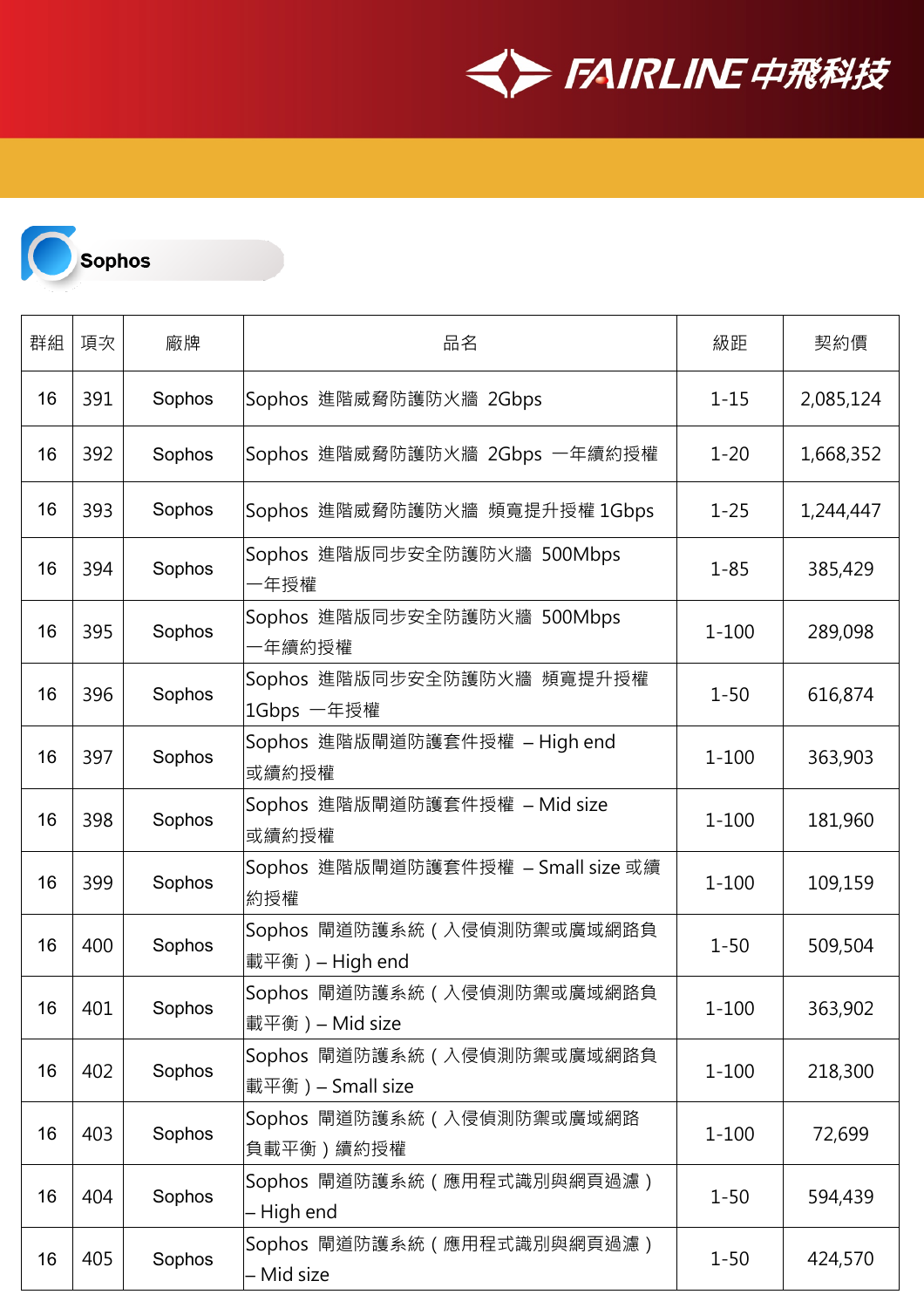## Sophos

| 群組 | 項次 | 廠牌 | 品名 | 級距 | 契約價 |
|---|---|---|---|---|---|
| 16 | 391 | Sophos | Sophos 進階威脅防護防火牆 2Gbps | 1-15 | 2,085,124 |
| 16 | 392 | Sophos | Sophos 進階威脅防護防火牆 2Gbps 一年續約授權 | 1-20 | 1,668,352 |
| 16 | 393 | Sophos | Sophos 進階威脅防護防火牆 頻寬提升授權 1Gbps | 1-25 | 1,244,447 |
| 16 | 394 | Sophos | Sophos 進階版同步安全防護防火牆 500Mbps 一年授權 | 1-85 | 385,429 |
| 16 | 395 | Sophos | Sophos 進階版同步安全防護防火牆 500Mbps 一年續約授權 | 1-100 | 289,098 |
| 16 | 396 | Sophos | Sophos 進階版同步安全防護防火牆 頻寬提升授權 1Gbps 一年授權 | 1-50 | 616,874 |
| 16 | 397 | Sophos | Sophos 進階版閘道防護套件授權 – High end 或續約授權 | 1-100 | 363,903 |
| 16 | 398 | Sophos | Sophos 進階版閘道防護套件授權 – Mid size 或續約授權 | 1-100 | 181,960 |
| 16 | 399 | Sophos | Sophos 進階版閘道防護套件授權 – Small size 或續約授權 | 1-100 | 109,159 |
| 16 | 400 | Sophos | Sophos 閘道防護系統（入侵偵測防禦或廣域網路負載平衡）– High end | 1-50 | 509,504 |
| 16 | 401 | Sophos | Sophos 閘道防護系統（入侵偵測防禦或廣域網路負載平衡）– Mid size | 1-100 | 363,902 |
| 16 | 402 | Sophos | Sophos 閘道防護系統（入侵偵測防禦或廣域網路負載平衡）– Small size | 1-100 | 218,300 |
| 16 | 403 | Sophos | Sophos 閘道防護系統（入侵偵測防禦或廣域網路負載平衡）續約授權 | 1-100 | 72,699 |
| 16 | 404 | Sophos | Sophos 閘道防護系統（應用程式識別與網頁過濾）– High end | 1-50 | 594,439 |
| 16 | 405 | Sophos | Sophos 閘道防護系統（應用程式識別與網頁過濾）– Mid size | 1-50 | 424,570 |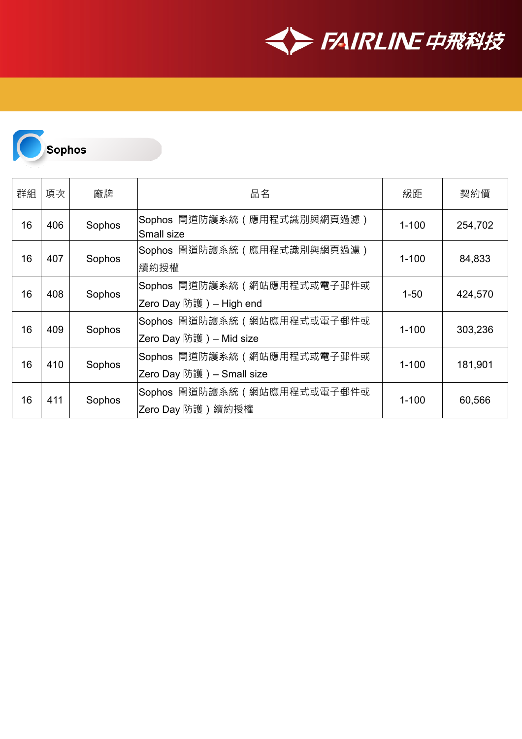## Sophos

| 群組 | 項次 | 廠牌 | 品名 | 級距 | 契約價 |
|---|---|---|---|---|---|
| 16 | 406 | Sophos | Sophos 閘道防護系統（應用程式識別與網頁過濾）Small size | 1-100 | 254,702 |
| 16 | 407 | Sophos | Sophos 閘道防護系統（應用程式識別與網頁過濾）續約授權 | 1-100 | 84,833 |
| 16 | 408 | Sophos | Sophos 閘道防護系統（網站應用程式或電子郵件或 Zero Day 防護）– High end | 1-50 | 424,570 |
| 16 | 409 | Sophos | Sophos 閘道防護系統（網站應用程式或電子郵件或 Zero Day 防護）– Mid size | 1-100 | 303,236 |
| 16 | 410 | Sophos | Sophos 閘道防護系統（網站應用程式或電子郵件或 Zero Day 防護）– Small size | 1-100 | 181,901 |
| 16 | 411 | Sophos | Sophos 閘道防護系統（網站應用程式或電子郵件或 Zero Day 防護）續約授權 | 1-100 | 60,566 |